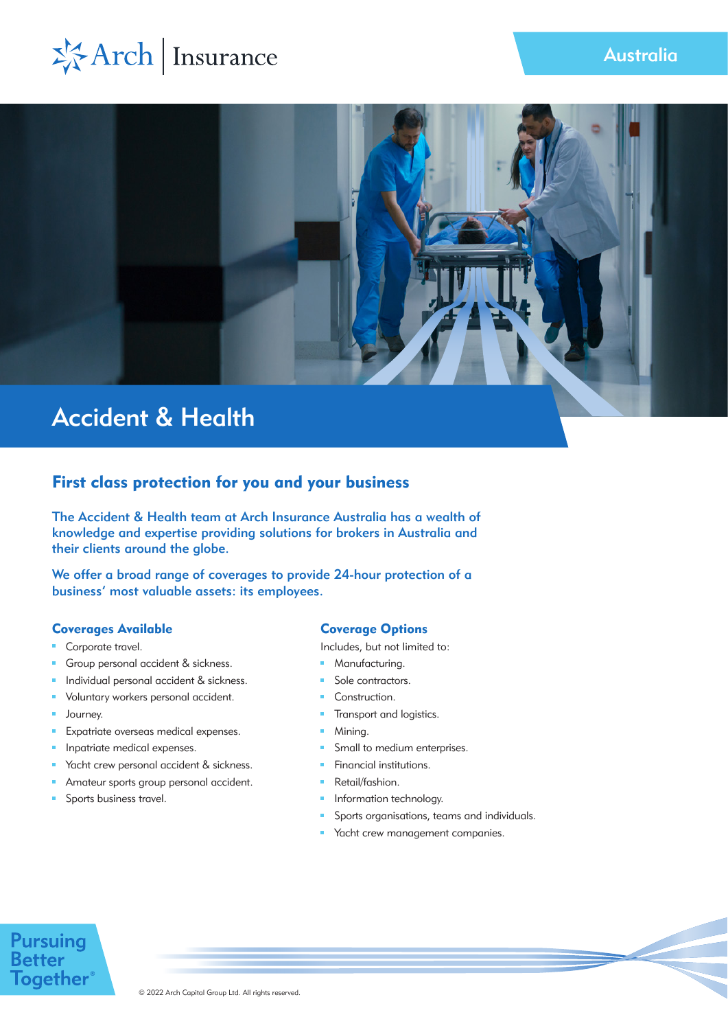Arch | Insurance

Australia

# Accident & Health

## First class protection for you and your business

**The Accident & Health team at Arch Insurance Australia has a wealth of knowledge and expertise providing solutions for brokers in Australia and their clients around the globe.**

**We offer a broad range of coverages to provide 24-hour protection of a business' most valuable assets: its employees.**

### Coverages Available

- Corporate travel.
- Group personal accident & sickness.
- Individual personal accident & sickness.
- Voluntary workers personal accident.
- Journey.
- Expatriate overseas medical expenses.
- Inpatriate medical expenses.
- Yacht crew personal accident & sickness.
- Amateur sports group personal accident.
- Sports business travel.

### Coverage Options

Includes, but not limited to:

- Manufacturing.
- Sole contractors.
- Construction.
- Transport and logistics.
- Mining.
- Small to medium enterprises.
- Financial institutions.
- Retail/fashion.
- Information technology.
- Sports organisations, teams and individuals.
- Yacht crew management companies.

Pursuing Better Together®

© 2022 Arch Capital Group Ltd. All rights reserved.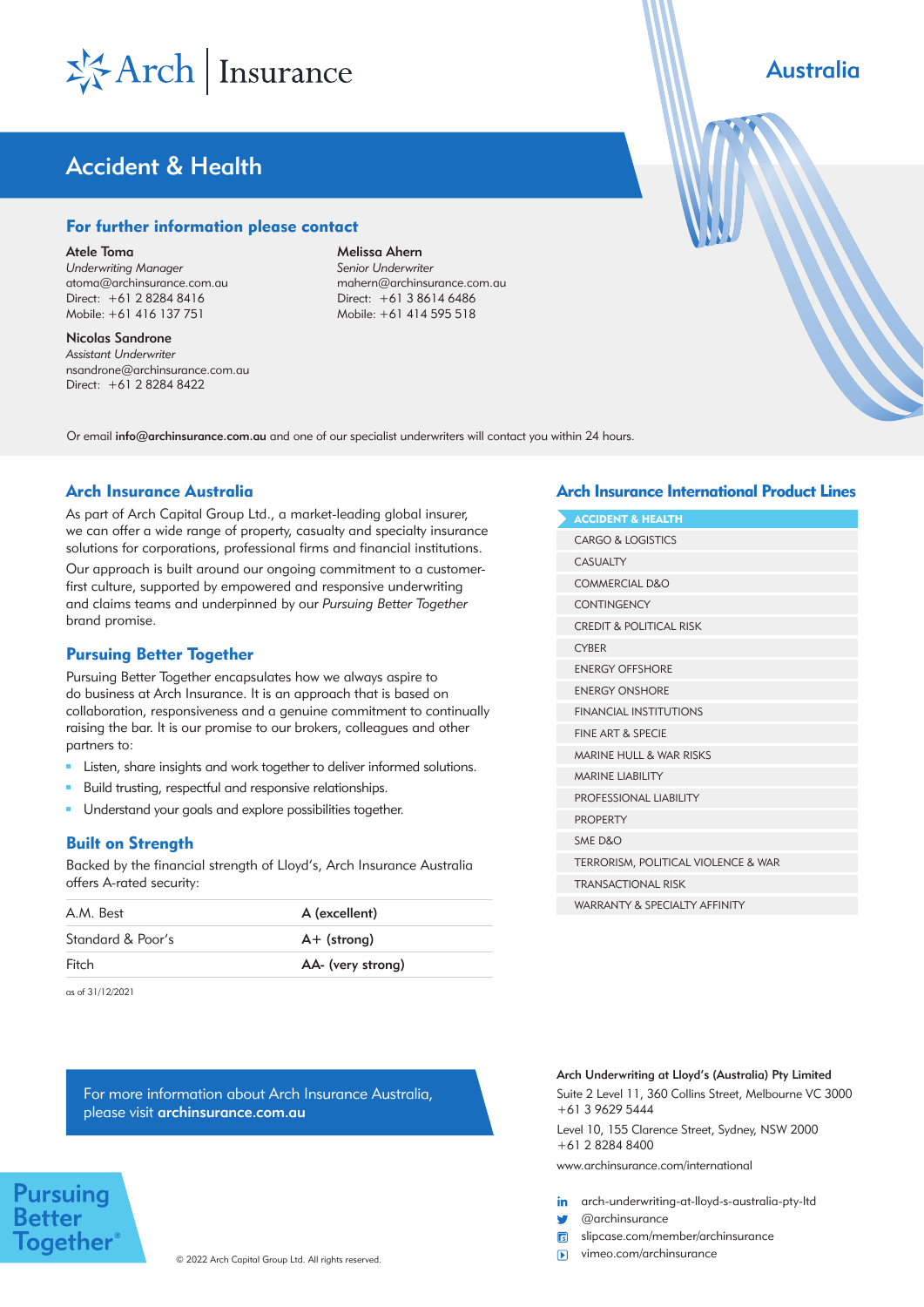Arch | Insurance

Australia

# Accident & Health

## For further information please contact

**Atele Toma**
*Underwriting Manager*
atoma@archinsurance.com.au
Direct: +61 2 8284 8416
Mobile: +61 416 137 751

**Melissa Ahern**
*Senior Underwriter*
mahern@archinsurance.com.au
Direct: +61 3 8614 6486
Mobile: +61 414 595 518

**Nicolas Sandrone**
*Assistant Underwriter*
nsandrone@archinsurance.com.au
Direct: +61 2 8284 8422

Or email **info@archinsurance.com.au** and one of our specialist underwriters will contact you within 24 hours.

## Arch Insurance Australia

As part of Arch Capital Group Ltd., a market-leading global insurer, we can offer a wide range of property, casualty and specialty insurance solutions for corporations, professional firms and financial institutions.

Our approach is built around our ongoing commitment to a customer-first culture, supported by empowered and responsive underwriting and claims teams and underpinned by our *Pursuing Better Together* brand promise.

## Pursuing Better Together

Pursuing Better Together encapsulates how we always aspire to do business at Arch Insurance. It is an approach that is based on collaboration, responsiveness and a genuine commitment to continually raising the bar. It is our promise to our brokers, colleagues and other partners to:

- Listen, share insights and work together to deliver informed solutions.
- Build trusting, respectful and responsive relationships.
- Understand your goals and explore possibilities together.

## Built on Strength

Backed by the financial strength of Lloyd's, Arch Insurance Australia offers A-rated security:

| | |
|---|---|
| A.M. Best | **A (excellent)** |
| Standard & Poor's | **A+ (strong)** |
| Fitch | **AA- (very strong)** |

as of 31/12/2021

## Arch Insurance International Product Lines

- **ACCIDENT & HEALTH**
- CARGO & LOGISTICS
- CASUALTY
- COMMERCIAL D&O
- CONTINGENCY
- CREDIT & POLITICAL RISK
- CYBER
- ENERGY OFFSHORE
- ENERGY ONSHORE
- FINANCIAL INSTITUTIONS
- FINE ART & SPECIE
- MARINE HULL & WAR RISKS
- MARINE LIABILITY
- PROFESSIONAL LIABILITY
- PROPERTY
- SME D&O
- TERRORISM, POLITICAL VIOLENCE & WAR
- TRANSACTIONAL RISK
- WARRANTY & SPECIALTY AFFINITY

For more information about Arch Insurance Australia, please visit **archinsurance.com.au**

**Arch Underwriting at Lloyd's (Australia) Pty Limited**
Suite 2 Level 11, 360 Collins Street, Melbourne VC 3000
+61 3 9629 5444

Level 10, 155 Clarence Street, Sydney, NSW 2000
+61 2 8284 8400

www.archinsurance.com/international

arch-underwriting-at-lloyd-s-australia-pty-ltd
@archinsurance
slipcase.com/member/archinsurance
vimeo.com/archinsurance

Pursuing Better Together®

© 2022 Arch Capital Group Ltd. All rights reserved.